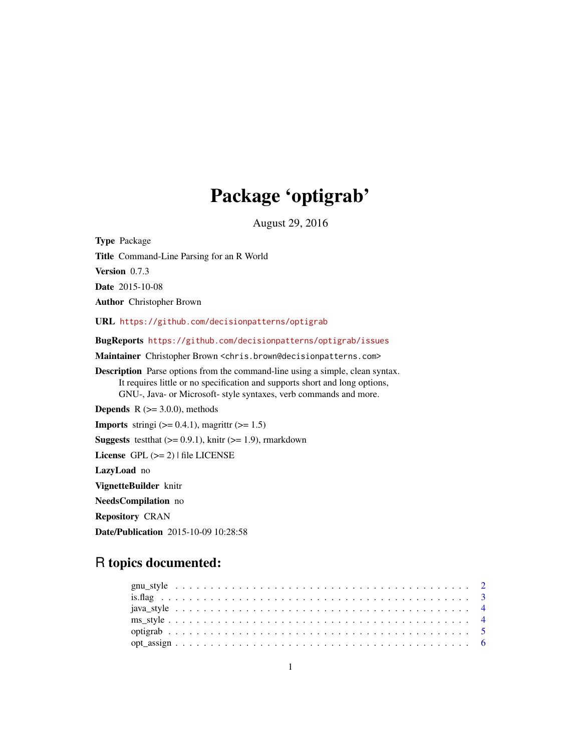# Package 'optigrab'

August 29, 2016

**Type** Package

**Title** Command-Line Parsing for an R World

**Version** 0.7.3

**Date** 2015-10-08

**Author** Christopher Brown

**URL** https://github.com/decisionpatterns/optigrab

**BugReports** https://github.com/decisionpatterns/optigrab/issues

**Maintainer** Christopher Brown <chris.brown@decisionpatterns.com>

**Description** Parse options from the command-line using a simple, clean syntax.
It requires little or no specification and supports short and long options,
GNU-, Java- or Microsoft- style syntaxes, verb commands and more.

**Depends** R (>= 3.0.0), methods

**Imports** stringi (>= 0.4.1), magrittr (>= 1.5)

**Suggests** testthat (>= 0.9.1), knitr (>= 1.9), rmarkdown

**License** GPL (>= 2) | file LICENSE

**LazyLoad** no

**VignetteBuilder** knitr

**NeedsCompilation** no

**Repository** CRAN

**Date/Publication** 2015-10-09 10:28:58

## R topics documented:

| | |
|---|---|
| gnu_style | 2 |
| is.flag | 3 |
| java_style | 4 |
| ms_style | 4 |
| optigrab | 5 |
| opt_assign | 6 |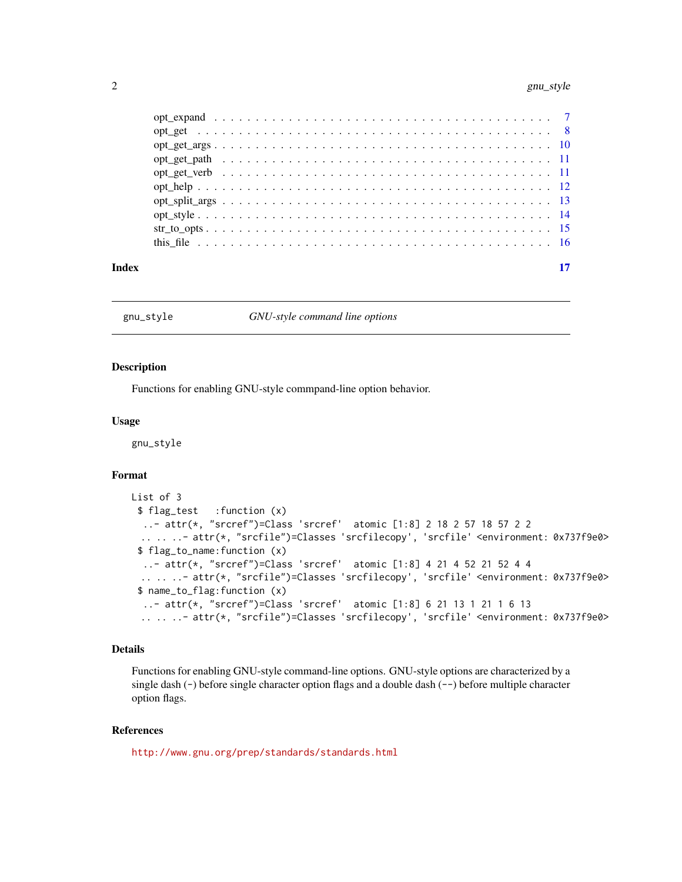opt_expand . . . . . . . . . . . . . . . . . . . . . . . . . . . . . . . . . . . . . . 7
opt_get . . . . . . . . . . . . . . . . . . . . . . . . . . . . . . . . . . . . . . . 8
opt_get_args . . . . . . . . . . . . . . . . . . . . . . . . . . . . . . . . . . . . . 10
opt_get_path . . . . . . . . . . . . . . . . . . . . . . . . . . . . . . . . . . . . . 11
opt_get_verb . . . . . . . . . . . . . . . . . . . . . . . . . . . . . . . . . . . . . 11
opt_help . . . . . . . . . . . . . . . . . . . . . . . . . . . . . . . . . . . . . . . 12
opt_split_args . . . . . . . . . . . . . . . . . . . . . . . . . . . . . . . . . . . . 13
opt_style . . . . . . . . . . . . . . . . . . . . . . . . . . . . . . . . . . . . . . . 14
str_to_opts . . . . . . . . . . . . . . . . . . . . . . . . . . . . . . . . . . . . . . 15
this_file . . . . . . . . . . . . . . . . . . . . . . . . . . . . . . . . . . . . . . . 16

**Index** 17

---

`gnu_style` *GNU-style command line options*

---

### Description

Functions for enabling GNU-style commpand-line option behavior.

### Usage

```
gnu_style
```

### Format

```
List of 3
 $ flag_test   :function (x)
  ..- attr(*, "srcref")=Class 'srcref'  atomic [1:8] 2 18 2 57 18 57 2 2
  .. .. ..- attr(*, "srcfile")=Classes 'srcfilecopy', 'srcfile' <environment: 0x737f9e0>
 $ flag_to_name:function (x)
  ..- attr(*, "srcref")=Class 'srcref'  atomic [1:8] 4 21 4 52 21 52 4 4
  .. .. ..- attr(*, "srcfile")=Classes 'srcfilecopy', 'srcfile' <environment: 0x737f9e0>
 $ name_to_flag:function (x)
  ..- attr(*, "srcref")=Class 'srcref'  atomic [1:8] 6 21 13 1 21 1 6 13
  .. .. ..- attr(*, "srcfile")=Classes 'srcfilecopy', 'srcfile' <environment: 0x737f9e0>
```

### Details

Functions for enabling GNU-style command-line options. GNU-style options are characterized by a single dash (`-`) before single character option flags and a double dash (`--`) before multiple character option flags.

### References

http://www.gnu.org/prep/standards/standards.html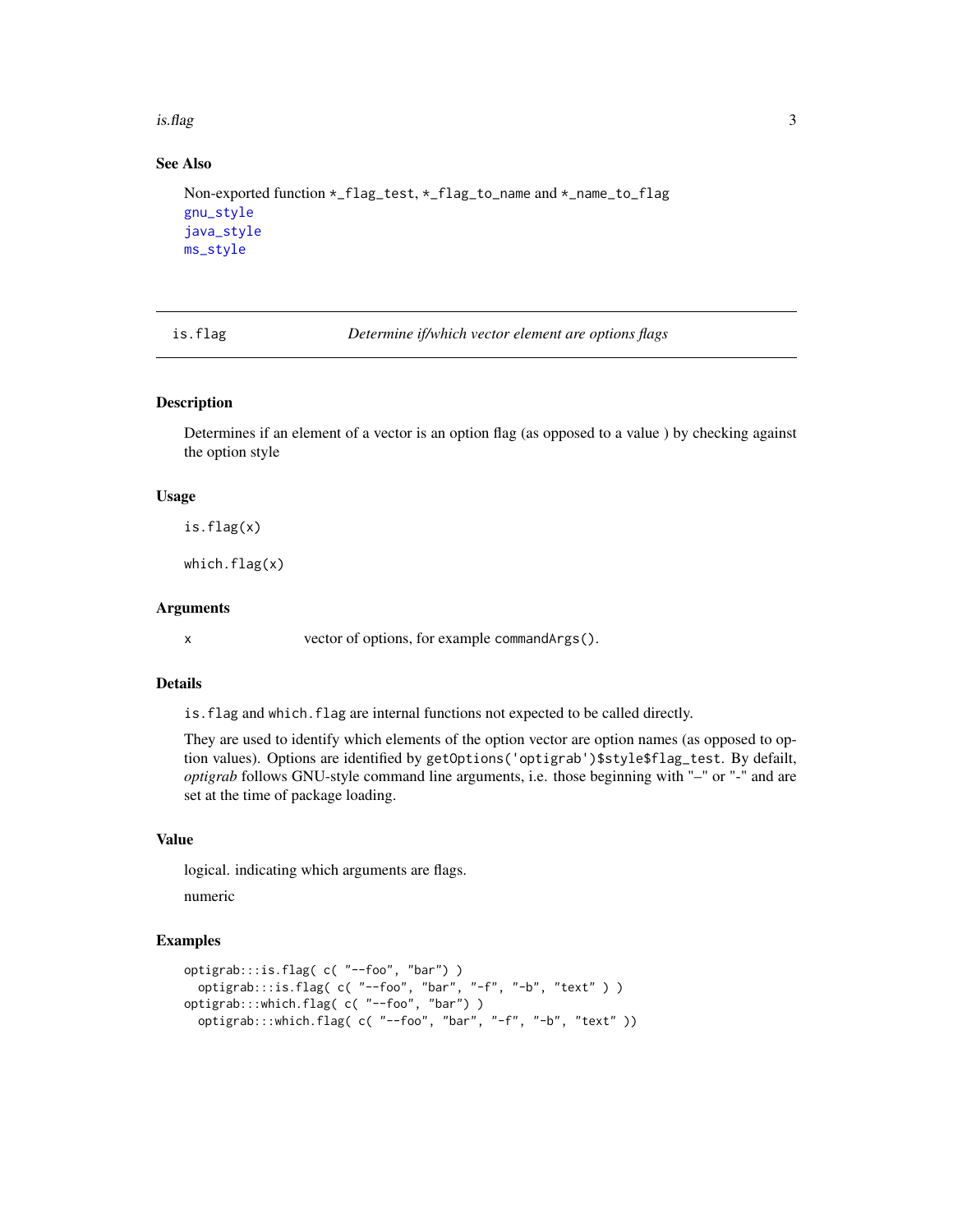### See Also

Non-exported function *_flag_test, *_flag_to_name and *_name_to_flag
gnu_style
java_style
ms_style

---

## is.flag — *Determine if/which vector element are options flags*

### Description

Determines if an element of a vector is an option flag (as opposed to a value ) by checking against the option style

### Usage

```
is.flag(x)

which.flag(x)
```

### Arguments

| | |
|---|---|
| x | vector of options, for example `commandArgs()`. |

### Details

`is.flag` and `which.flag` are internal functions not expected to be called directly.

They are used to identify which elements of the option vector are option names (as opposed to option values). Options are identified by `getOptions('optigrab')$style$flag_test`. By defailt, *optigrab* follows GNU-style command line arguments, i.e. those beginning with "–" or "-" and are set at the time of package loading.

### Value

logical. indicating which arguments are flags.

numeric

### Examples

```
optigrab:::is.flag( c( "--foo", "bar") )
  optigrab:::is.flag( c( "--foo", "bar", "-f", "-b", "text" ) )
optigrab:::which.flag( c( "--foo", "bar") )
  optigrab:::which.flag( c( "--foo", "bar", "-f", "-b", "text" ))
```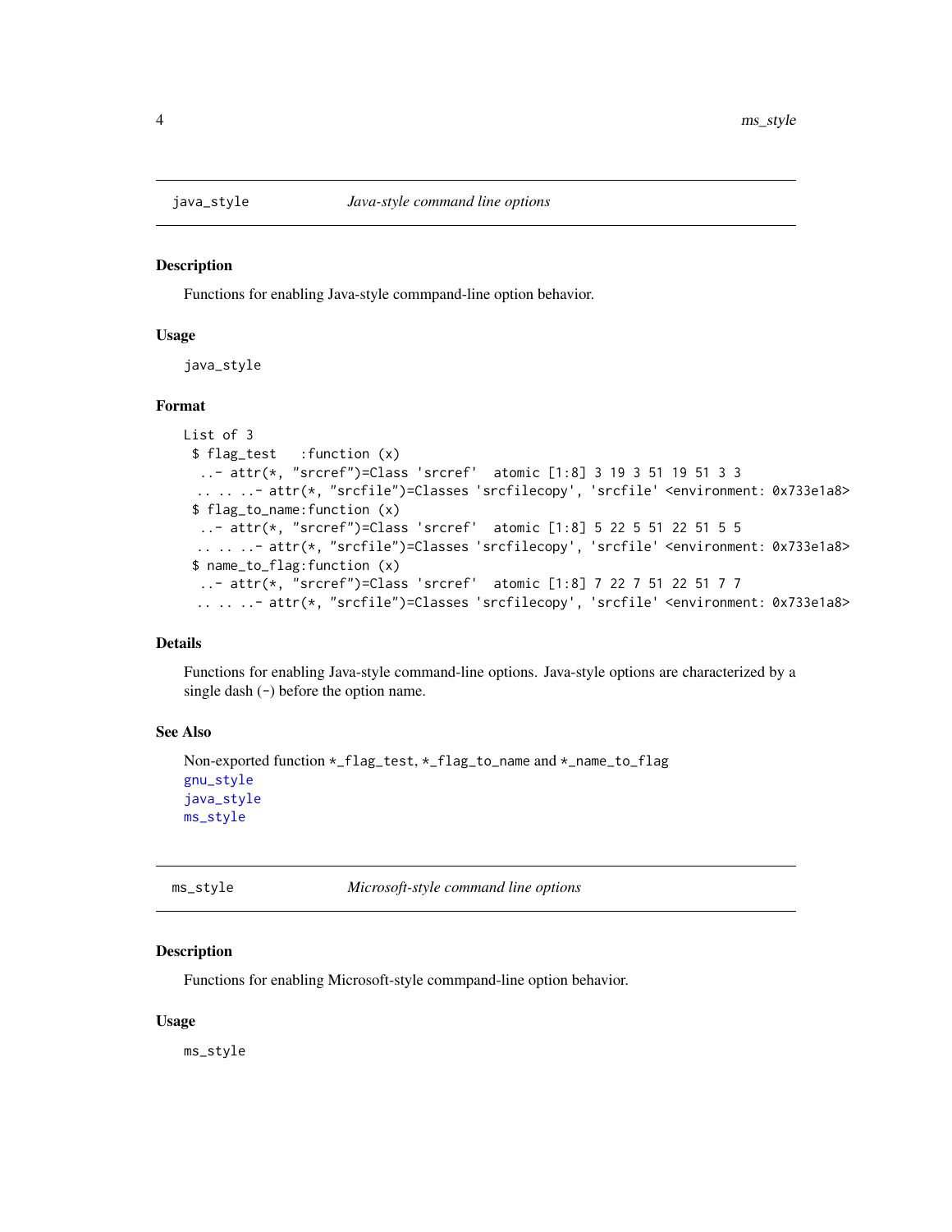## java_style — *Java-style command line options*

### Description

Functions for enabling Java-style commpand-line option behavior.

### Usage

```
java_style
```

### Format

```
List of 3
 $ flag_test   :function (x)
  ..- attr(*, "srcref")=Class 'srcref'  atomic [1:8] 3 19 3 51 19 51 3 3
 .. .. ..- attr(*, "srcfile")=Classes 'srcfilecopy', 'srcfile' <environment: 0x733e1a8>
 $ flag_to_name:function (x)
  ..- attr(*, "srcref")=Class 'srcref'  atomic [1:8] 5 22 5 51 22 51 5 5
 .. .. ..- attr(*, "srcfile")=Classes 'srcfilecopy', 'srcfile' <environment: 0x733e1a8>
 $ name_to_flag:function (x)
  ..- attr(*, "srcref")=Class 'srcref'  atomic [1:8] 7 22 7 51 22 51 7 7
 .. .. ..- attr(*, "srcfile")=Classes 'srcfilecopy', 'srcfile' <environment: 0x733e1a8>
```

### Details

Functions for enabling Java-style command-line options. Java-style options are characterized by a single dash (`-`) before the option name.

### See Also

Non-exported function `*_flag_test`, `*_flag_to_name` and `*_name_to_flag`
`gnu_style`
`java_style`
`ms_style`

## ms_style — *Microsoft-style command line options*

### Description

Functions for enabling Microsoft-style commpand-line option behavior.

### Usage

```
ms_style
```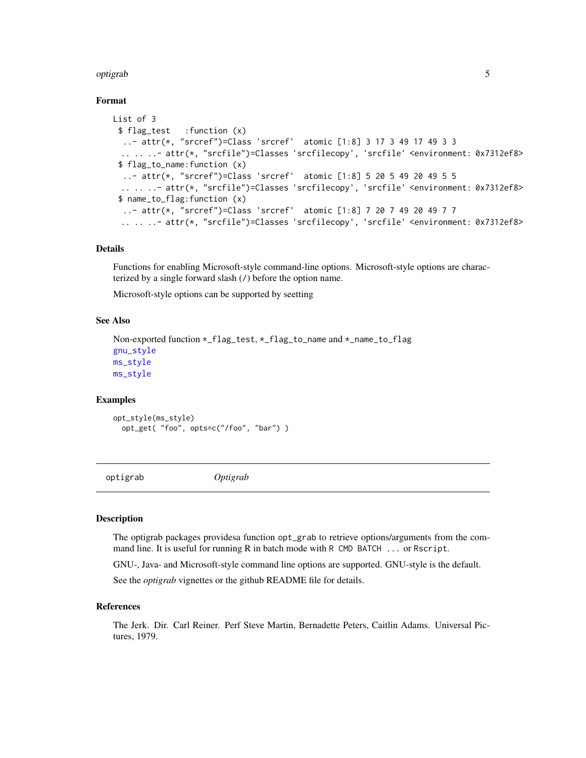### Format

```
List of 3
 $ flag_test   :function (x)
  ..- attr(*, "srcref")=Class 'srcref'  atomic [1:8] 3 17 3 49 17 49 3 3
 .. .. ..- attr(*, "srcfile")=Classes 'srcfilecopy', 'srcfile' <environment: 0x7312ef8>
 $ flag_to_name:function (x)
  ..- attr(*, "srcref")=Class 'srcref'  atomic [1:8] 5 20 5 49 20 49 5 5
 .. .. ..- attr(*, "srcfile")=Classes 'srcfilecopy', 'srcfile' <environment: 0x7312ef8>
 $ name_to_flag:function (x)
  ..- attr(*, "srcref")=Class 'srcref'  atomic [1:8] 7 20 7 49 20 49 7 7
 .. .. ..- attr(*, "srcfile")=Classes 'srcfilecopy', 'srcfile' <environment: 0x7312ef8>
```

### Details

Functions for enabling Microsoft-style command-line options. Microsoft-style options are characterized by a single forward slash (`/`) before the option name.

Microsoft-style options can be supported by seetting

### See Also

Non-exported function `*_flag_test`, `*_flag_to_name` and `*_name_to_flag`
`gnu_style`
`ms_style`
`ms_style`

### Examples

```
opt_style(ms_style)
  opt_get( "foo", opts=c("/foo", "bar") )
```

---

## optigrab &nbsp;&nbsp;&nbsp;&nbsp; *Optigrab*

---

### Description

The optigrab packages providesa function `opt_grab` to retrieve options/arguments from the command line. It is useful for running R in batch mode with `R CMD BATCH ...` or `Rscript`.

GNU-, Java- and Microsoft-style command line options are supported. GNU-style is the default.

See the *optigrab* vignettes or the github README file for details.

### References

The Jerk. Dir. Carl Reiner. Perf Steve Martin, Bernadette Peters, Caitlin Adams. Universal Pictures, 1979.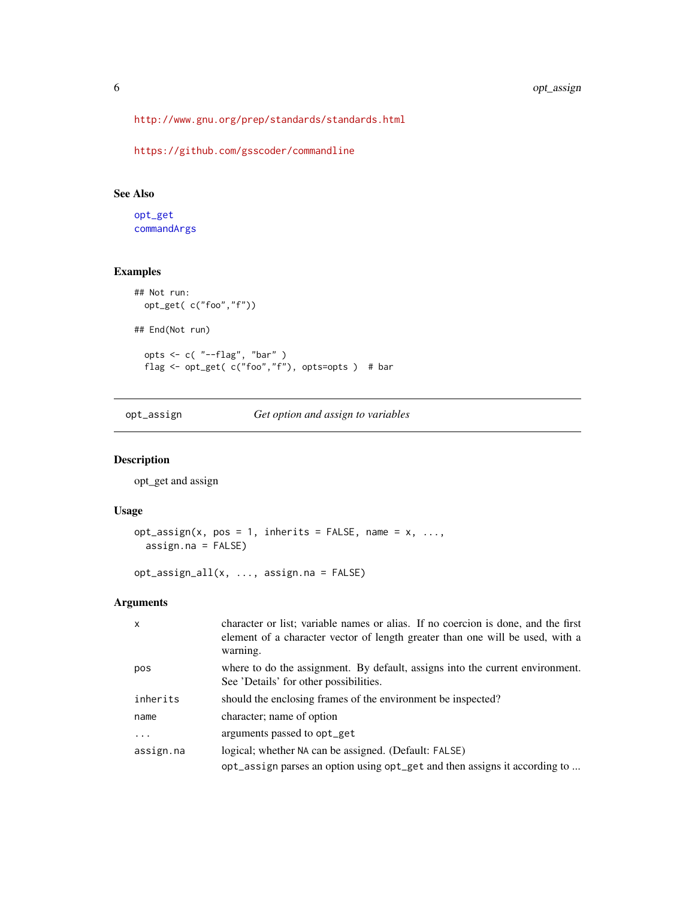http://www.gnu.org/prep/standards/standards.html

https://github.com/gsscoder/commandline

## See Also

opt_get
commandArgs

## Examples

```
## Not run:
  opt_get( c("foo","f"))

## End(Not run)

  opts <- c( "--flag", "bar" )
  flag <- opt_get( c("foo","f"), opts=opts )  # bar
```

---

# opt_assign *Get option and assign to variables*

## Description

opt_get and assign

## Usage

```
opt_assign(x, pos = 1, inherits = FALSE, name = x, ...,
  assign.na = FALSE)

opt_assign_all(x, ..., assign.na = FALSE)
```

## Arguments

| | |
|---|---|
| x | character or list; variable names or alias. If no coercion is done, and the first element of a character vector of length greater than one will be used, with a warning. |
| pos | where to do the assignment. By default, assigns into the current environment. See 'Details' for other possibilities. |
| inherits | should the enclosing frames of the environment be inspected? |
| name | character; name of option |
| ... | arguments passed to `opt_get` |
| assign.na | logical; whether `NA` can be assigned. (Default: `FALSE`) |
| | `opt_assign` parses an option using `opt_get` and then assigns it according to ... |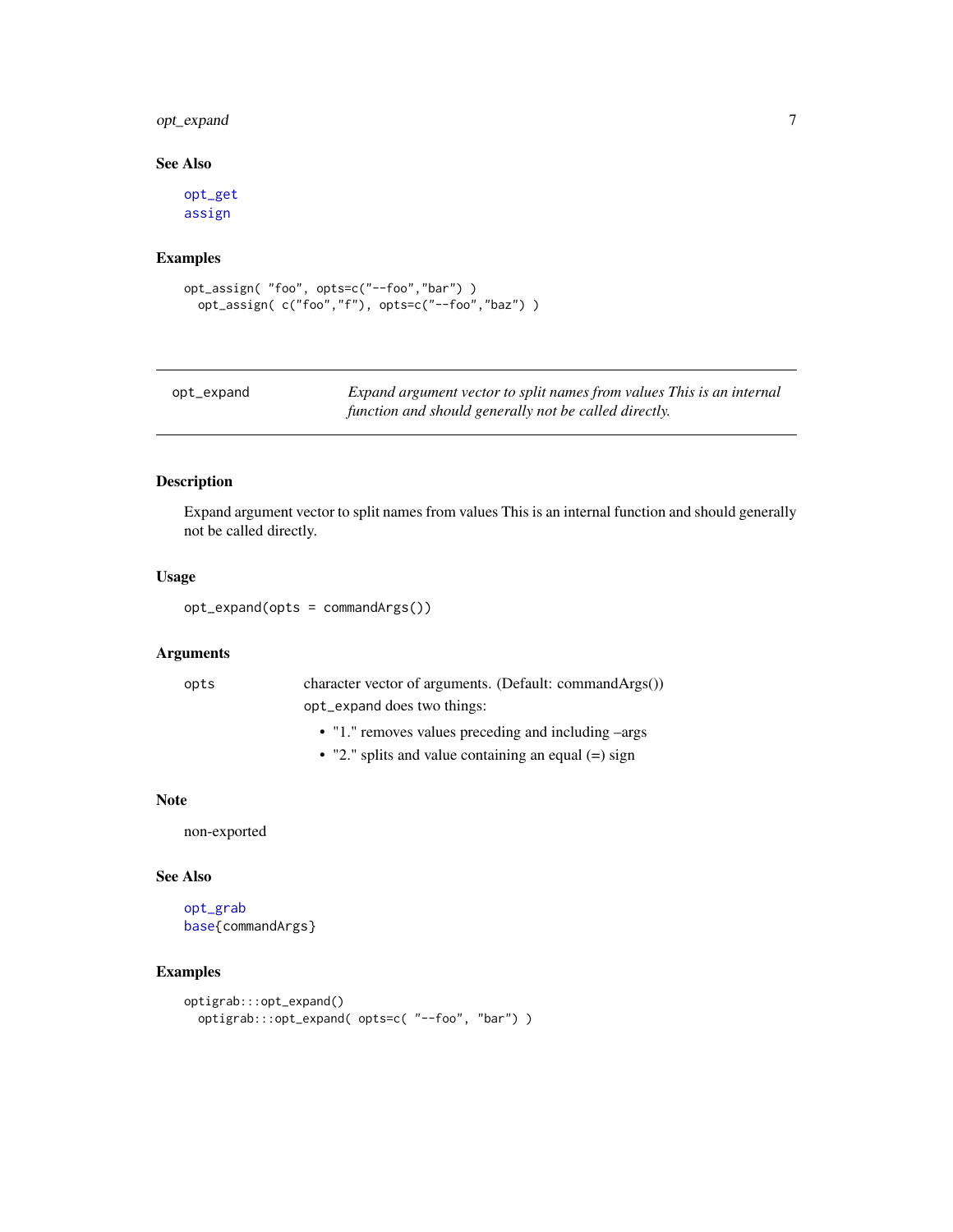### See Also

opt_get
assign

### Examples

```
opt_assign( "foo", opts=c("--foo","bar") )
  opt_assign( c("foo","f"), opts=c("--foo","baz") )
```

---

## opt_expand — *Expand argument vector to split names from values This is an internal function and should generally not be called directly.*

---

### Description

Expand argument vector to split names from values This is an internal function and should generally not be called directly.

### Usage

```
opt_expand(opts = commandArgs())
```

### Arguments

| | |
|---|---|
| opts | character vector of arguments. (Default: commandArgs()) |
| | `opt_expand` does two things:<br>• "1." removes values preceding and including –args<br>• "2." splits and value containing an equal (=) sign |

### Note

non-exported

### See Also

opt_grab
base{commandArgs}

### Examples

```
optigrab:::opt_expand()
  optigrab:::opt_expand( opts=c( "--foo", "bar") )
```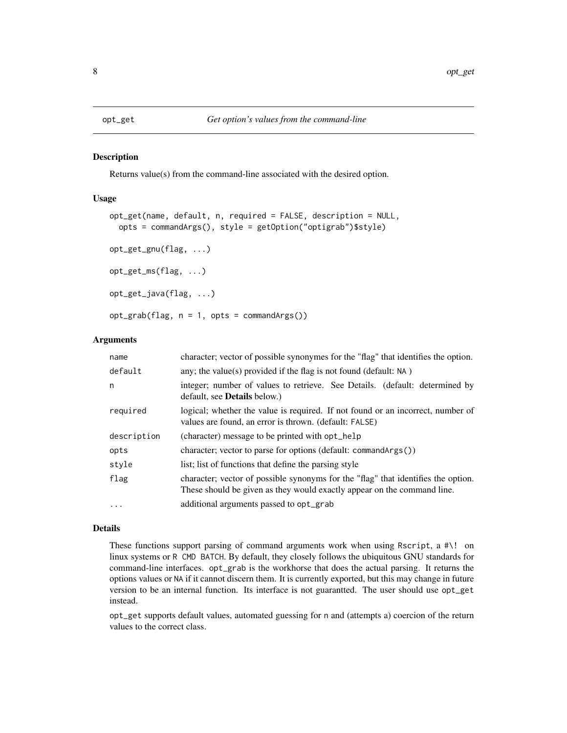# opt_get — *Get option's values from the command-line*

## Description

Returns value(s) from the command-line associated with the desired option.

## Usage

```
opt_get(name, default, n, required = FALSE, description = NULL,
  opts = commandArgs(), style = getOption("optigrab")$style)

opt_get_gnu(flag, ...)

opt_get_ms(flag, ...)

opt_get_java(flag, ...)

opt_grab(flag, n = 1, opts = commandArgs())
```

## Arguments

| | |
|---|---|
| `name` | character; vector of possible synonymes for the "flag" that identifies the option. |
| `default` | any; the value(s) provided if the flag is not found (default: `NA` ) |
| `n` | integer; number of values to retrieve. See Details. (default: determined by default, see **Details** below.) |
| `required` | logical; whether the value is required. If not found or an incorrect, number of values are found, an error is thrown. (default: `FALSE`) |
| `description` | (character) message to be printed with `opt_help` |
| `opts` | character; vector to parse for options (default: `commandArgs()`) |
| `style` | list; list of functions that define the parsing style |
| `flag` | character; vector of possible synonyms for the "flag" that identifies the option. These should be given as they would exactly appear on the command line. |
| `...` | additional arguments passed to `opt_grab` |

## Details

These functions support parsing of command arguments work when using `Rscript`, a `#\!` on linux systems or `R CMD BATCH`. By default, they closely follows the ubiquitous GNU standards for command-line interfaces. `opt_grab` is the workhorse that does the actual parsing. It returns the options values or `NA` if it cannot discern them. It is currently exported, but this may change in future version to be an internal function. Its interface is not guarantted. The user should use `opt_get` instead.

`opt_get` supports default values, automated guessing for `n` and (attempts a) coercion of the return values to the correct class.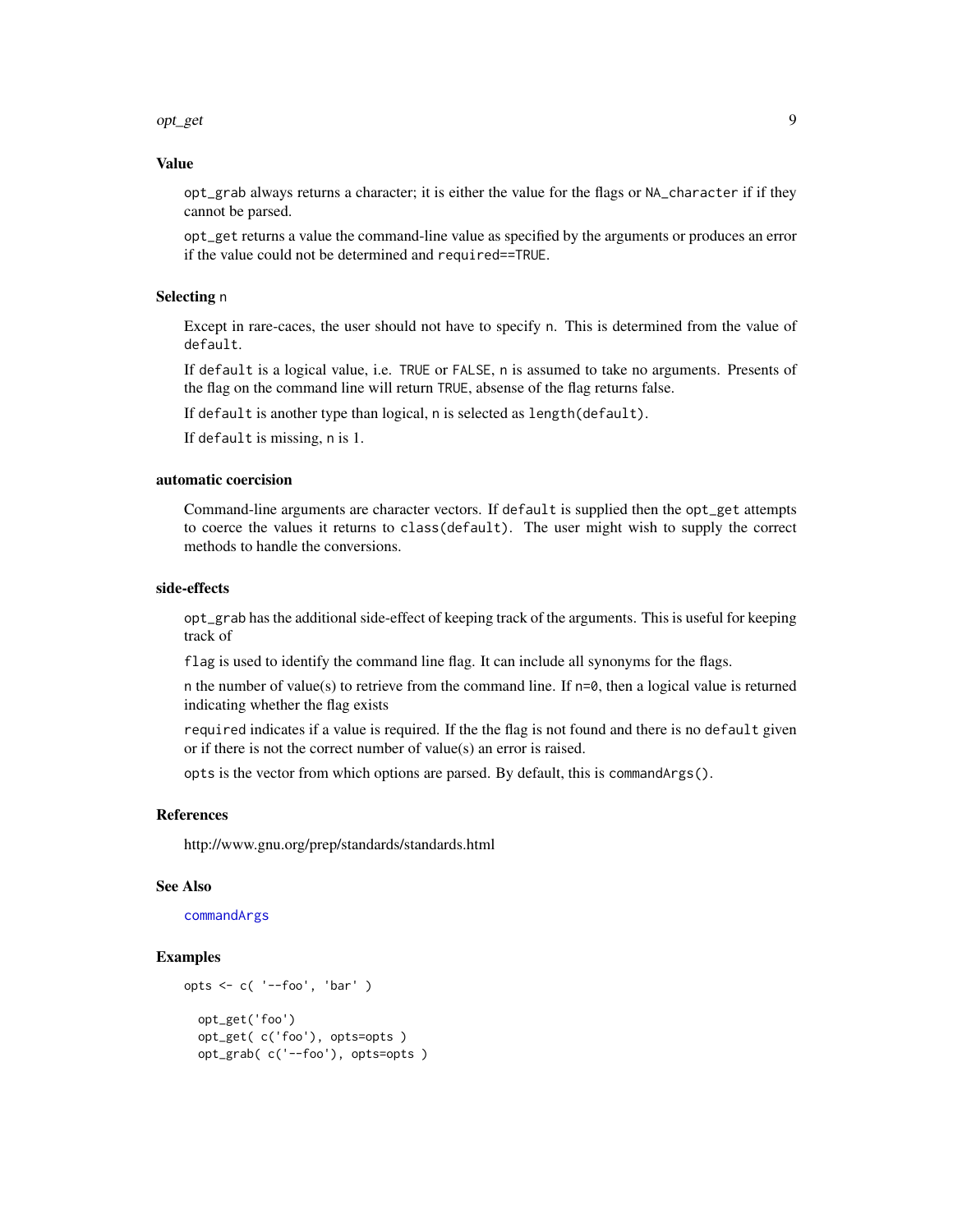### Value

`opt_grab` always returns a character; it is either the value for the flags or `NA_character` if if they cannot be parsed.

`opt_get` returns a value the command-line value as specified by the arguments or produces an error if the value could not be determined and `required==TRUE`.

### Selecting `n`

Except in rare-caces, the user should not have to specify `n`. This is determined from the value of `default`.

If `default` is a logical value, i.e. `TRUE` or `FALSE`, `n` is assumed to take no arguments. Presents of the flag on the command line will return `TRUE`, absense of the flag returns false.

If `default` is another type than logical, `n` is selected as `length(default)`.

If `default` is missing, `n` is 1.

### automatic coercision

Command-line arguments are character vectors. If `default` is supplied then the `opt_get` attempts to coerce the values it returns to `class(default)`. The user might wish to supply the correct methods to handle the conversions.

### side-effects

`opt_grab` has the additional side-effect of keeping track of the arguments. This is useful for keeping track of

`flag` is used to identify the command line flag. It can include all synonyms for the flags.

`n` the number of value(s) to retrieve from the command line. If `n=0`, then a logical value is returned indicating whether the flag exists

`required` indicates if a value is required. If the the flag is not found and there is no `default` given or if there is not the correct number of value(s) an error is raised.

`opts` is the vector from which options are parsed. By default, this is `commandArgs()`.

### References

http://www.gnu.org/prep/standards/standards.html

### See Also

`commandArgs`

### Examples

```
opts <- c( '--foo', 'bar' )

  opt_get('foo')
  opt_get( c('foo'), opts=opts )
  opt_grab( c('--foo'), opts=opts )
```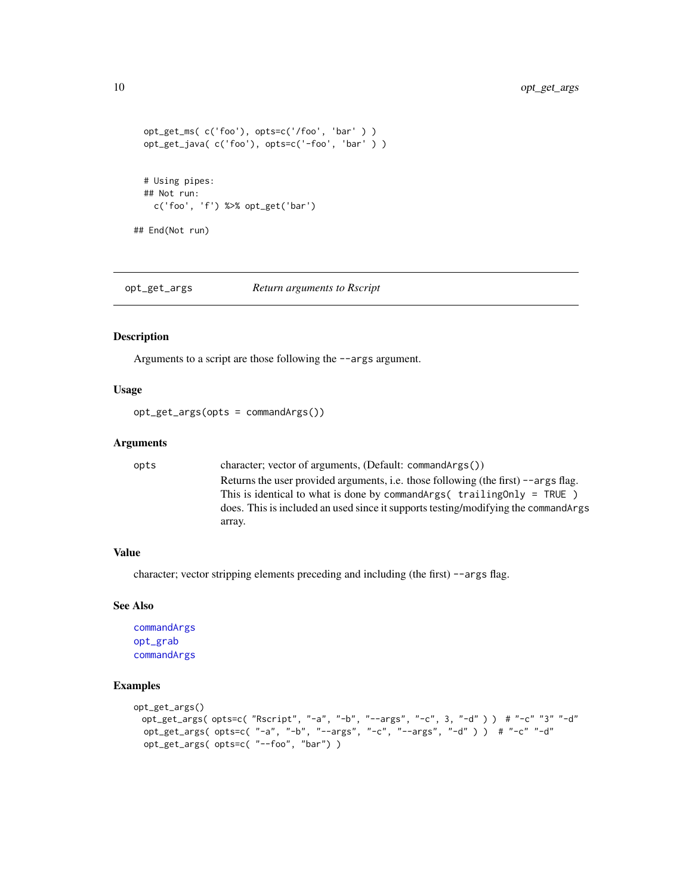```
  opt_get_ms( c('foo'), opts=c('/foo', 'bar' ) )
  opt_get_java( c('foo'), opts=c('-foo', 'bar' ) )


  # Using pipes:
  ## Not run:
    c('foo', 'f') %>% opt_get('bar')

## End(Not run)
```

---

## opt_get_args — *Return arguments to Rscript*

### Description

Arguments to a script are those following the `--args` argument.

### Usage

```
opt_get_args(opts = commandArgs())
```

### Arguments

| | |
|---|---|
| `opts` | character; vector of arguments, (Default: `commandArgs()`) Returns the user provided arguments, i.e. those following (the first) `--args` flag. This is identical to what is done by `commandArgs( trailingOnly = TRUE )` does. This is included an used since it supports testing/modifying the `commandArgs` array. |

### Value

character; vector stripping elements preceding and including (the first) `--args` flag.

### See Also

`commandArgs`
`opt_grab`
`commandArgs`

### Examples

```
opt_get_args()
  opt_get_args( opts=c( "Rscript", "-a", "-b", "--args", "-c", 3, "-d" ) )  # "-c" "3" "-d"
  opt_get_args( opts=c( "-a", "-b", "--args", "-c", "--args", "-d" ) )  # "-c" "-d"
  opt_get_args( opts=c( "--foo", "bar") )
```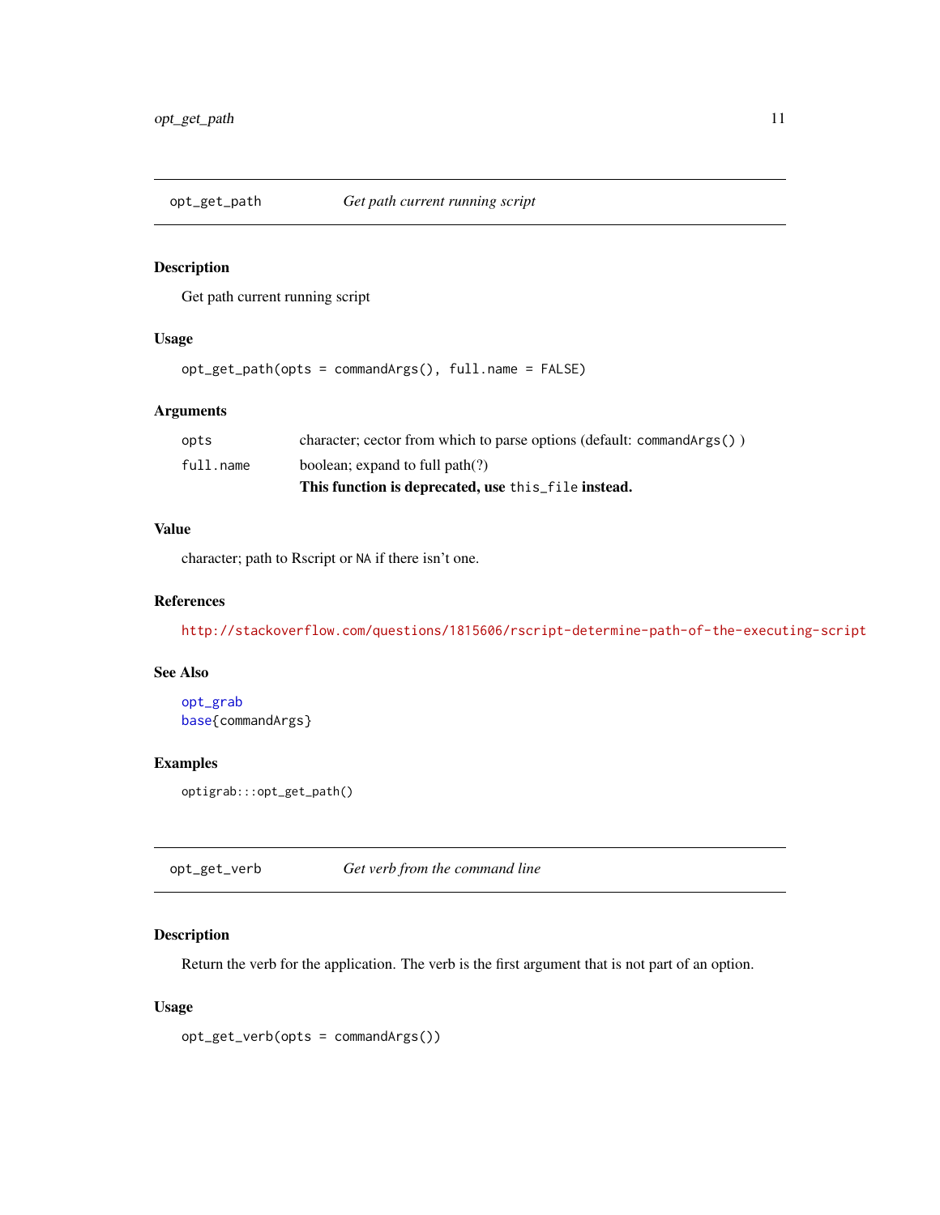## opt_get_path — *Get path current running script*

### Description

Get path current running script

### Usage

```
opt_get_path(opts = commandArgs(), full.name = FALSE)
```

### Arguments

| | |
|---|---|
| `opts` | character; cector from which to parse options (default: `commandArgs()` ) |
| `full.name` | boolean; expand to full path(?) |
| | **This function is deprecated, use `this_file` instead.** |

### Value

character; path to Rscript or `NA` if there isn't one.

### References

http://stackoverflow.com/questions/1815606/rscript-determine-path-of-the-executing-script

### See Also

opt_grab
base{commandArgs}

### Examples

```
optigrab:::opt_get_path()
```

## opt_get_verb — *Get verb from the command line*

### Description

Return the verb for the application. The verb is the first argument that is not part of an option.

### Usage

```
opt_get_verb(opts = commandArgs())
```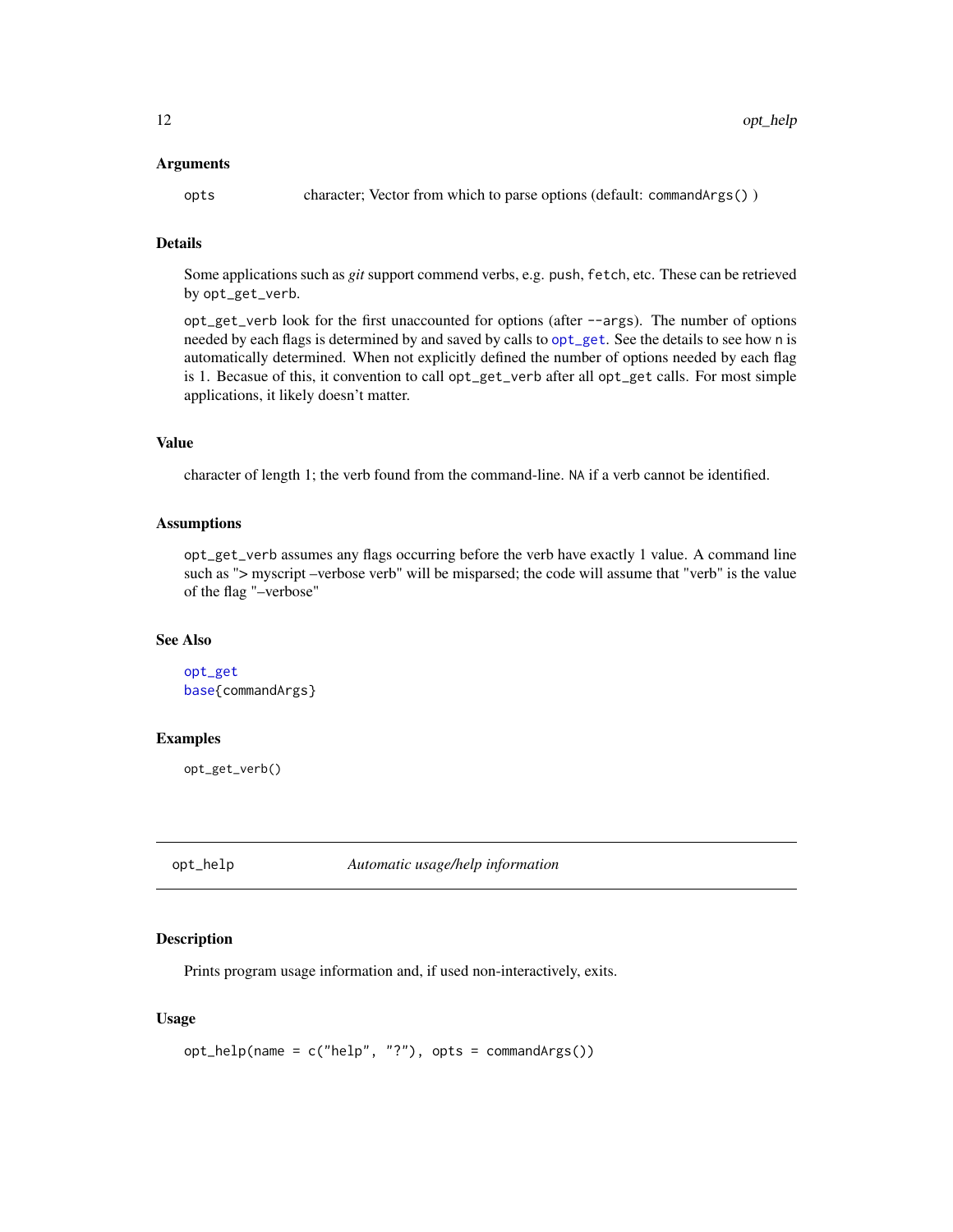### Arguments

`opts` character; Vector from which to parse options (default: `commandArgs()` )

### Details

Some applications such as *git* support commend verbs, e.g. `push`, `fetch`, etc. These can be retrieved by `opt_get_verb`.

`opt_get_verb` look for the first unaccounted for options (after `--args`). The number of options needed by each flags is determined by and saved by calls to `opt_get`. See the details to see how `n` is automatically determined. When not explicitly defined the number of options needed by each flag is 1. Becasue of this, it convention to call `opt_get_verb` after all `opt_get` calls. For most simple applications, it likely doesn't matter.

### Value

character of length 1; the verb found from the command-line. `NA` if a verb cannot be identified.

### Assumptions

`opt_get_verb` assumes any flags occurring before the verb have exactly 1 value. A command line such as "> myscript –verbose verb" will be misparsed; the code will assume that "verb" is the value of the flag "–verbose"

### See Also

`opt_get`
`base{commandArgs}`

### Examples

```
opt_get_verb()
```

---

## opt_help — *Automatic usage/help information*

### Description

Prints program usage information and, if used non-interactively, exits.

### Usage

```
opt_help(name = c("help", "?"), opts = commandArgs())
```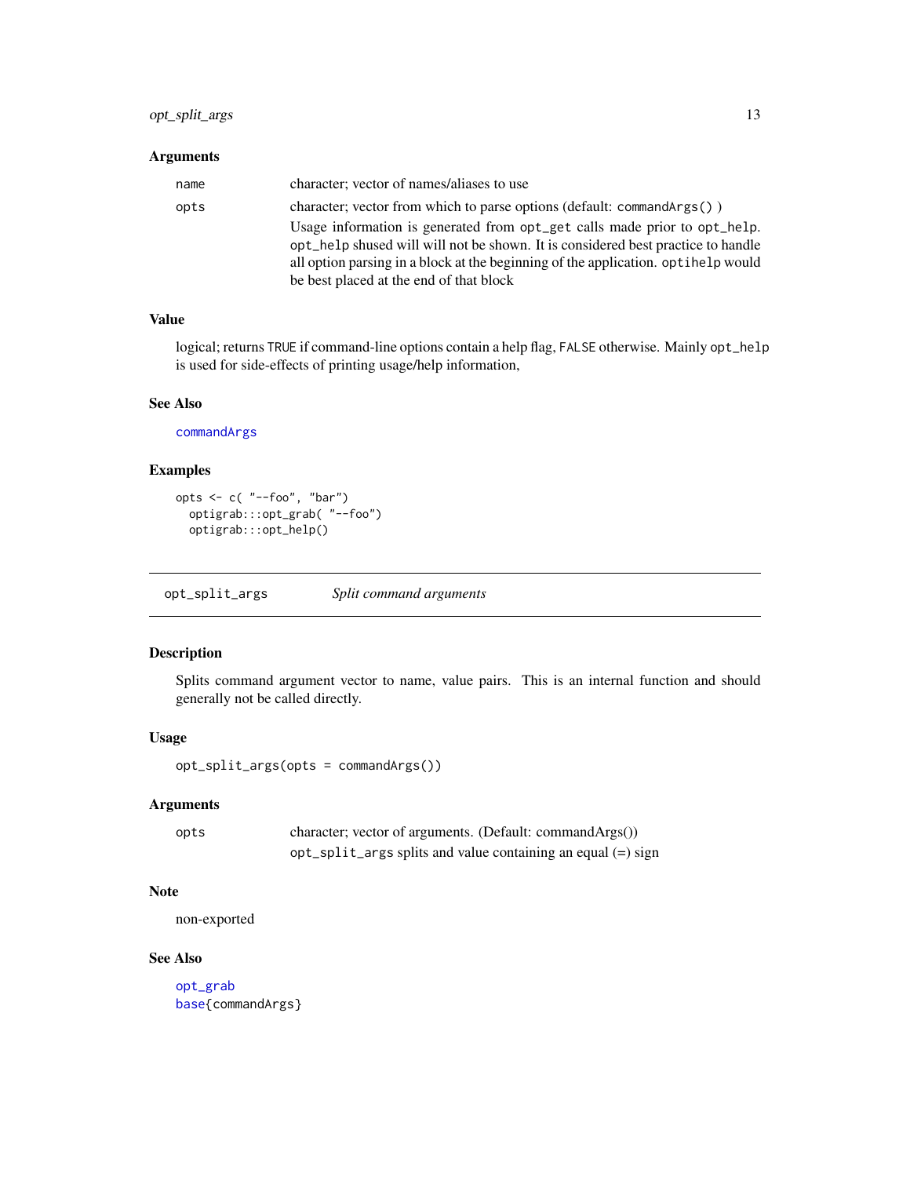## Arguments

| | |
|---|---|
| name | character; vector of names/aliases to use |
| opts | character; vector from which to parse options (default: `commandArgs()` )<br>Usage information is generated from `opt_get` calls made prior to `opt_help`. `opt_help` shused will will not be shown. It is considered best practice to handle all option parsing in a block at the beginning of the application. `optihelp` would be best placed at the end of that block |

## Value

logical; returns `TRUE` if command-line options contain a help flag, `FALSE` otherwise. Mainly `opt_help` is used for side-effects of printing usage/help information,

## See Also

commandArgs

## Examples

```
opts <- c( "--foo", "bar")
  optigrab:::opt_grab( "--foo")
  optigrab:::opt_help()
```

---

# opt_split_args *Split command arguments*

## Description

Splits command argument vector to name, value pairs. This is an internal function and should generally not be called directly.

## Usage

```
opt_split_args(opts = commandArgs())
```

## Arguments

| | |
|---|---|
| opts | character; vector of arguments. (Default: commandArgs())<br>`opt_split_args` splits and value containing an equal (=) sign |

## Note

non-exported

## See Also

opt_grab
base{commandArgs}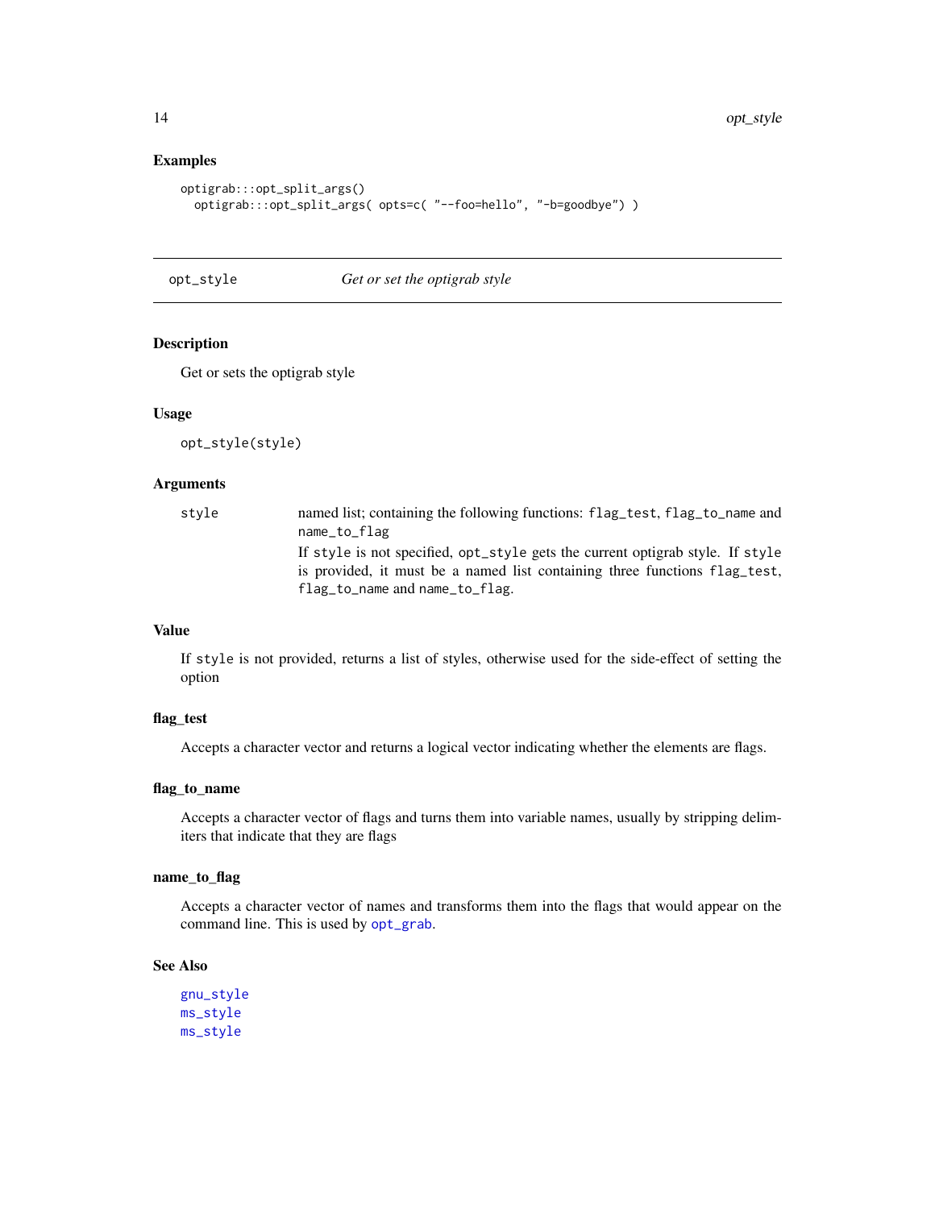## Examples

```
optigrab:::opt_split_args()
  optigrab:::opt_split_args( opts=c( "--foo=hello", "-b=goodbye") )
```

---

# opt_style — *Get or set the optigrab style*

---

## Description

Get or sets the optigrab style

## Usage

```
opt_style(style)
```

## Arguments

| | |
|---|---|
| style | named list; containing the following functions: `flag_test`, `flag_to_name` and `name_to_flag`<br>If `style` is not specified, `opt_style` gets the current optigrab style. If `style` is provided, it must be a named list containing three functions `flag_test`, `flag_to_name` and `name_to_flag`. |

## Value

If `style` is not provided, returns a list of styles, otherwise used for the side-effect of setting the option

## flag_test

Accepts a character vector and returns a logical vector indicating whether the elements are flags.

## flag_to_name

Accepts a character vector of flags and turns them into variable names, usually by stripping delimiters that indicate that they are flags

## name_to_flag

Accepts a character vector of names and transforms them into the flags that would appear on the command line. This is used by `opt_grab`.

## See Also

`gnu_style`
`ms_style`
`ms_style`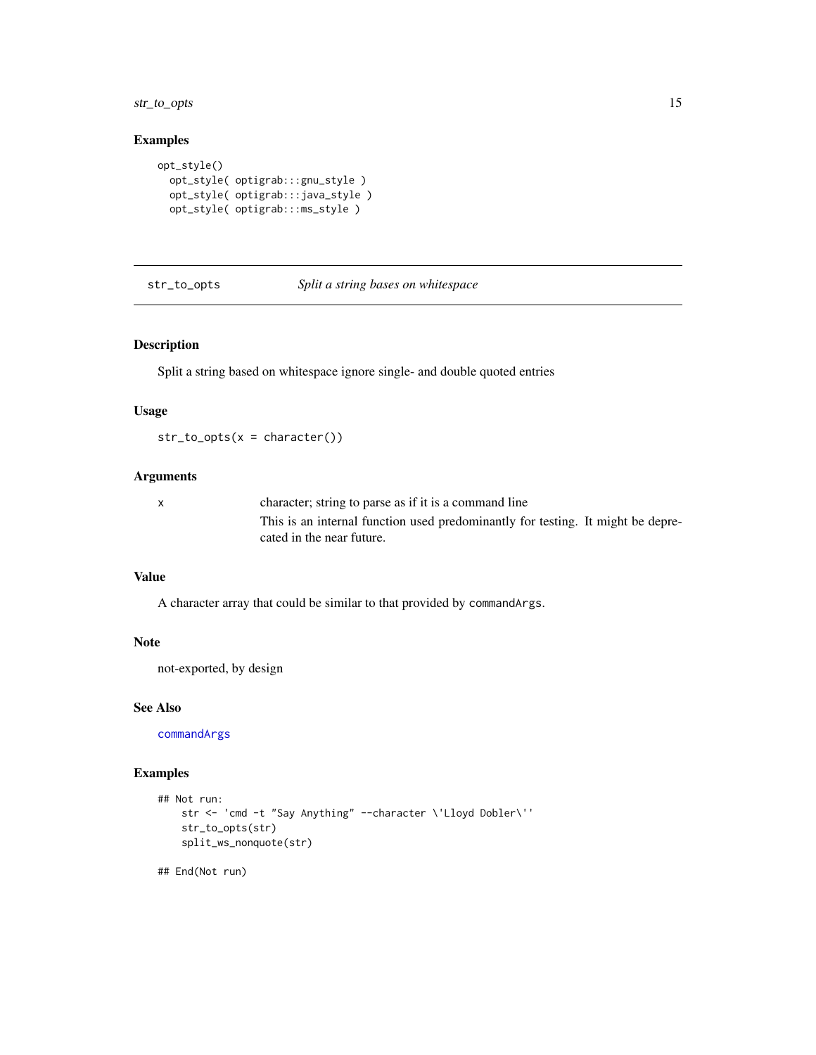## Examples

```
opt_style()
  opt_style( optigrab:::gnu_style )
  opt_style( optigrab:::java_style )
  opt_style( optigrab:::ms_style )
```

---

`str_to_opts` *Split a string bases on whitespace*

---

### Description

Split a string based on whitespace ignore single- and double quoted entries

### Usage

```
str_to_opts(x = character())
```

### Arguments

| | |
|---|---|
| x | character; string to parse as if it is a command line<br>This is an internal function used predominantly for testing. It might be deprecated in the near future. |

### Value

A character array that could be similar to that provided by `commandArgs`.

### Note

not-exported, by design

### See Also

`commandArgs`

### Examples

```
## Not run:
    str <- 'cmd -t "Say Anything" --character \'Lloyd Dobler\''
    str_to_opts(str)
    split_ws_nonquote(str)

## End(Not run)
```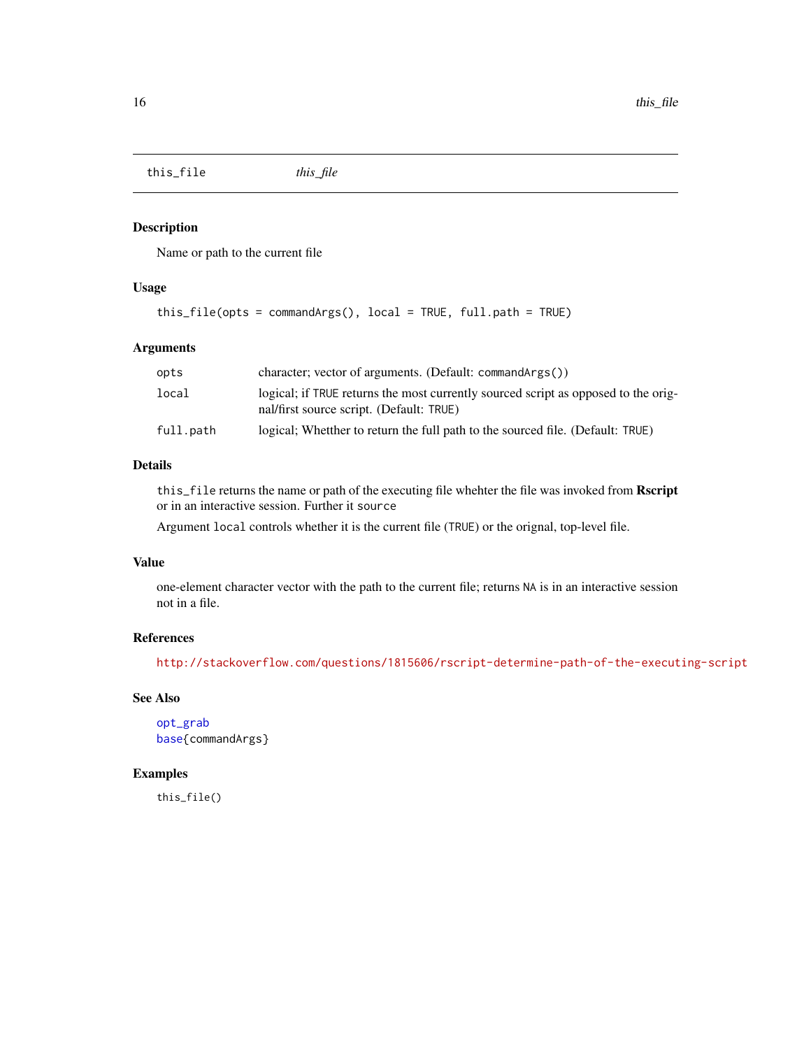## this_file *this_file*

### Description

Name or path to the current file

### Usage

```
this_file(opts = commandArgs(), local = TRUE, full.path = TRUE)
```

### Arguments

| | |
|---|---|
| opts | character; vector of arguments. (Default: `commandArgs()`) |
| local | logical; if `TRUE` returns the most currently sourced script as opposed to the original/first source script. (Default: `TRUE`) |
| full.path | logical; Whetther to return the full path to the sourced file. (Default: `TRUE`) |

### Details

`this_file` returns the name or path of the executing file whehter the file was invoked from **Rscript** or in an interactive session. Further it `source`

Argument `local` controls whether it is the current file (`TRUE`) or the orignal, top-level file.

### Value

one-element character vector with the path to the current file; returns `NA` is in an interactive session not in a file.

### References

http://stackoverflow.com/questions/1815606/rscript-determine-path-of-the-executing-script

### See Also

opt_grab
base{commandArgs}

### Examples

```
this_file()
```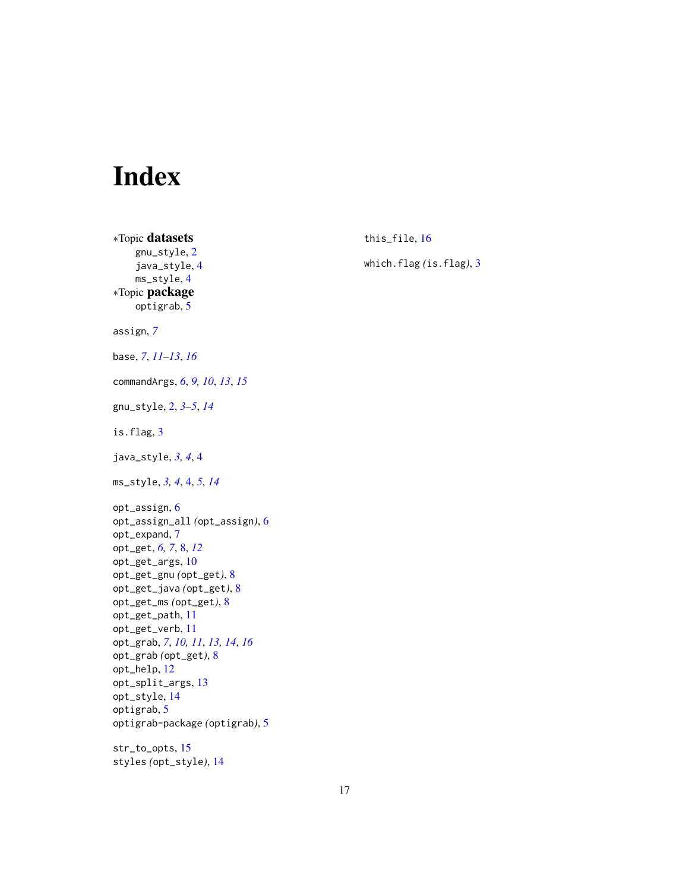# Index

∗Topic **datasets**
- gnu_style, 2
- java_style, 4
- ms_style, 4

∗Topic **package**
- optigrab, 5

assign, *7*

base, *7*, *11–13*, *16*

commandArgs, *6*, *9, 10*, *13*, *15*

gnu_style, 2, *3–5*, *14*

is.flag, 3

java_style, *3, 4*, 4

ms_style, *3, 4*, 4, *5*, *14*

opt_assign, 6
opt_assign_all *(*opt_assign*)*, 6
opt_expand, 7
opt_get, *6, 7*, 8, *12*
opt_get_args, 10
opt_get_gnu *(*opt_get*)*, 8
opt_get_java *(*opt_get*)*, 8
opt_get_ms *(*opt_get*)*, 8
opt_get_path, 11
opt_get_verb, 11
opt_grab, *7*, *10, 11*, *13, 14*, *16*
opt_grab *(*opt_get*)*, 8
opt_help, 12
opt_split_args, 13
opt_style, 14
optigrab, 5
optigrab-package *(*optigrab*)*, 5

str_to_opts, 15
styles *(*opt_style*)*, 14

this_file, 16

which.flag *(*is.flag*)*, 3